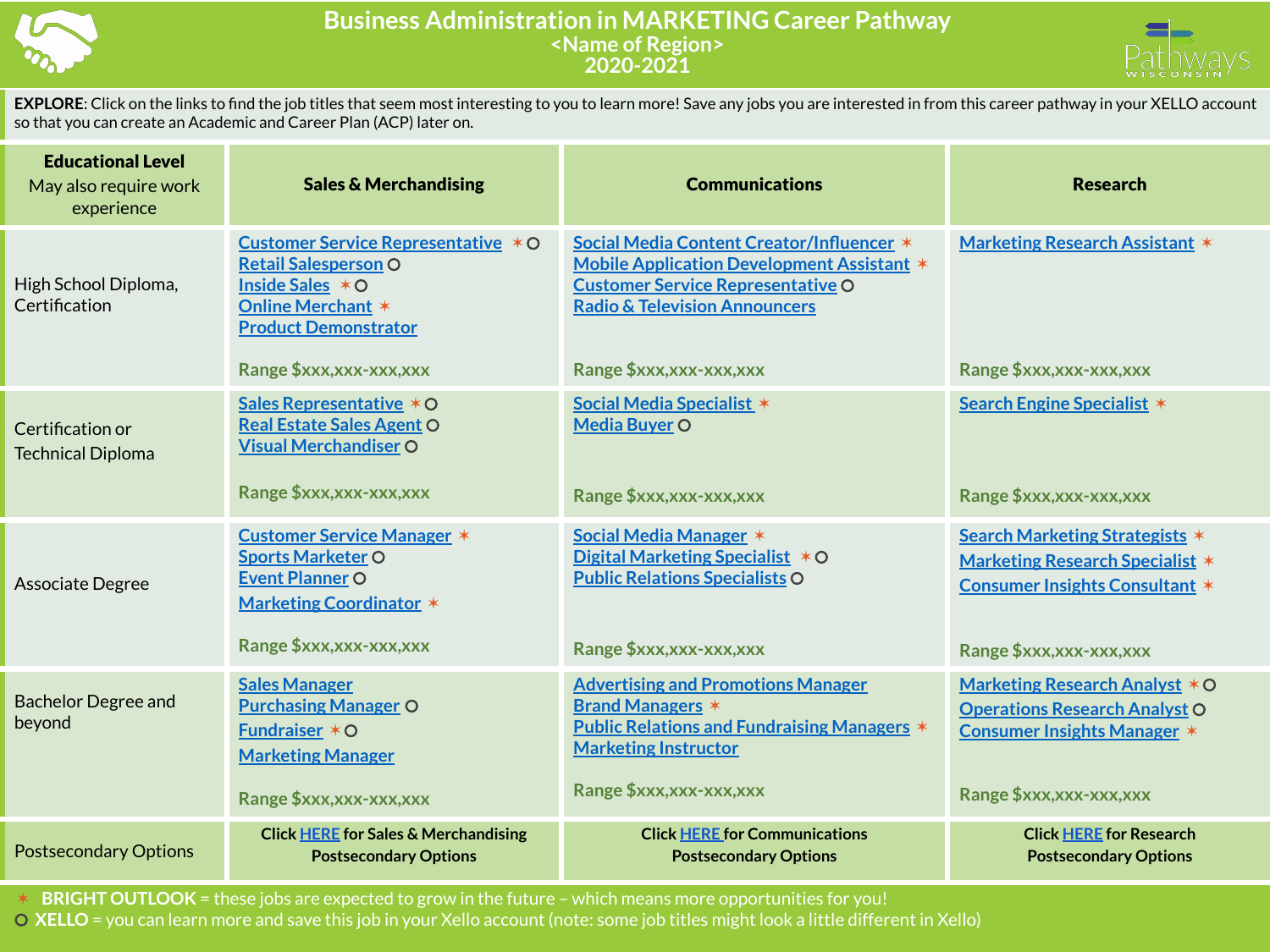# Business Administration in MARKETING Career Pathway

## <Name of Region>

## 2020-2021

**EXPLORE**: Click on the links to find the job titles that seem most interesting to you to learn more! Save any jobs you are interested in from this career pathway in your XELLO account so that you can create an Academic and Career Plan (ACP) later on.

| **Educational Level** May also require work experience | **Sales & Merchandising** | **Communications** | **Research** |
|---|---|---|---|
| High School Diploma, Certification | Customer Service Representative ✶ O<br>Retail Salesperson O<br>Inside Sales ✶ O<br>Online Merchant ✶<br>Product Demonstrator<br><br>Range $xxx,xxx-xxx,xxx | Social Media Content Creator/Influencer ✶<br>Mobile Application Development Assistant ✶<br>Customer Service Representative O<br>Radio & Television Announcers<br><br>Range $xxx,xxx-xxx,xxx | Marketing Research Assistant ✶<br><br>Range $xxx,xxx-xxx,xxx |
| Certification or Technical Diploma | Sales Representative ✶ O<br>Real Estate Sales Agent O<br>Visual Merchandiser O<br><br>Range $xxx,xxx-xxx,xxx | Social Media Specialist ✶<br>Media Buyer O<br><br>Range $xxx,xxx-xxx,xxx | Search Engine Specialist ✶<br><br>Range $xxx,xxx-xxx,xxx |
| Associate Degree | Customer Service Manager ✶<br>Sports Marketer O<br>Event Planner O<br>Marketing Coordinator ✶<br><br>Range $xxx,xxx-xxx,xxx | Social Media Manager ✶<br>Digital Marketing Specialist ✶ O<br>Public Relations Specialists O<br><br>Range $xxx,xxx-xxx,xxx | Search Marketing Strategists ✶<br>Marketing Research Specialist ✶<br>Consumer Insights Consultant ✶<br><br>Range $xxx,xxx-xxx,xxx |
| Bachelor Degree and beyond | Sales Manager<br>Purchasing Manager O<br>Fundraiser ✶ O<br>Marketing Manager<br><br>Range $xxx,xxx-xxx,xxx | Advertising and Promotions Manager<br>Brand Managers ✶<br>Public Relations and Fundraising Managers ✶<br>Marketing Instructor<br><br>Range $xxx,xxx-xxx,xxx | Marketing Research Analyst ✶ O<br>Operations Research Analyst O<br>Consumer Insights Manager ✶<br><br>Range $xxx,xxx-xxx,xxx |
| Postsecondary Options | Click HERE for Sales & Merchandising Postsecondary Options | Click HERE for Communications Postsecondary Options | Click HERE for Research Postsecondary Options |

✶ **BRIGHT OUTLOOK** = these jobs are expected to grow in the future – which means more opportunities for you!

O **XELLO** = you can learn more and save this job in your Xello account (note: some job titles might look a little different in Xello)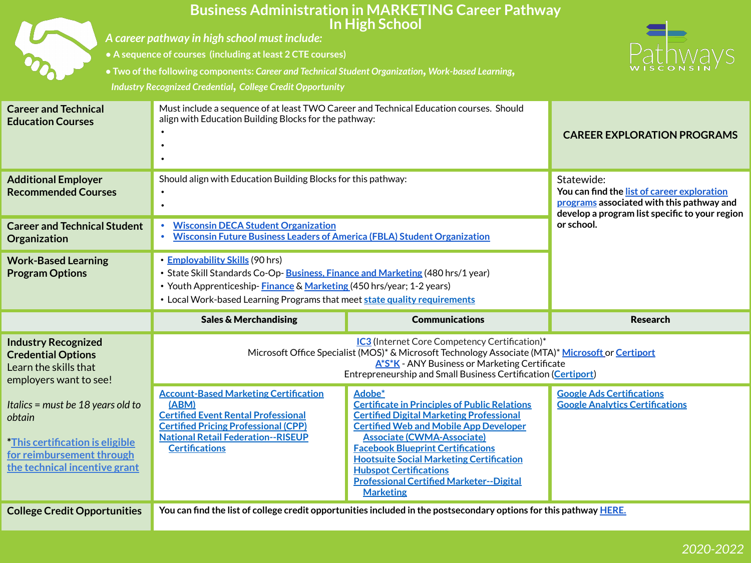# Business Administration in MARKETING Career Pathway In High School

*A career pathway in high school must include:*

- A sequence of courses (including at least 2 CTE courses)
- Two of the following components: *Career and Technical Student Organization, Work-based Learning, Industry Recognized Credential, College Credit Opportunity*

| | | | |
|---|---|---|---|
| **Career and Technical Education Courses** | Must include a sequence of at least TWO Career and Technical Education courses. Should align with Education Building Blocks for the pathway:<br>•<br>•<br>• | | **CAREER EXPLORATION PROGRAMS** |
| **Additional Employer Recommended Courses** | Should align with Education Building Blocks for this pathway:<br>•<br>• | | Statewide:<br>**You can find the list of career exploration programs associated with this pathway and develop a program list specific to your region or school.** |
| **Career and Technical Student Organization** | • Wisconsin DECA Student Organization<br>• Wisconsin Future Business Leaders of America (FBLA) Student Organization | | |
| **Work-Based Learning Program Options** | • Employability Skills (90 hrs)<br>• State Skill Standards Co-Op- Business, Finance and Marketing (480 hrs/1 year)<br>• Youth Apprenticeship- Finance & Marketing (450 hrs/year; 1-2 years)<br>• Local Work-based Learning Programs that meet state quality requirements | | |
| | **Sales & Merchandising** | **Communications** | **Research** |
| **Industry Recognized Credential Options**<br>Learn the skills that employers want to see!<br><br>*Italics = must be 18 years old to obtain*<br><br>*This certification is eligible for reimbursement through the technical incentive grant | IC3 (Internet Core Competency Certification)*<br>Microsoft Office Specialist (MOS)* & Microsoft Technology Associate (MTA)* Microsoft or Certiport<br>A*S*K - ANY Business or Marketing Certificate<br>Entrepreneurship and Small Business Certification (Certiport) | | |
| | Account-Based Marketing Certification (ABM)<br>Certified Event Rental Professional<br>Certified Pricing Professional (CPP)<br>National Retail Federation--RISEUP Certifications | Adobe*<br>Certificate in Principles of Public Relations<br>Certified Digital Marketing Professional<br>Certified Web and Mobile App Developer Associate (CWMA-Associate)<br>Facebook Blueprint Certifications<br>Hootsuite Social Marketing Certification<br>Hubspot Certifications<br>Professional Certified Marketer--Digital Marketing | Google Ads Certifications<br>Google Analytics Certifications |
| **College Credit Opportunities** | You can find the list of college credit opportunities included in the postsecondary options for this pathway HERE. | | |

*2020-2022*